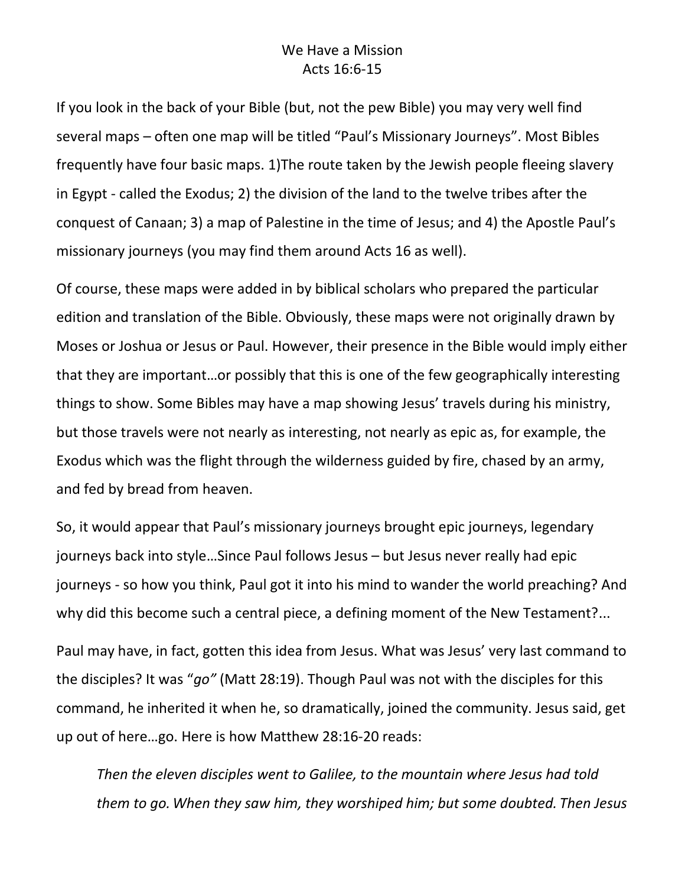# We Have a Mission
## Acts 16:6-15

If you look in the back of your Bible (but, not the pew Bible) you may very well find several maps – often one map will be titled "Paul's Missionary Journeys". Most Bibles frequently have four basic maps. 1)The route taken by the Jewish people fleeing slavery in Egypt - called the Exodus; 2) the division of the land to the twelve tribes after the conquest of Canaan; 3) a map of Palestine in the time of Jesus; and 4) the Apostle Paul's missionary journeys (you may find them around Acts 16 as well).

Of course, these maps were added in by biblical scholars who prepared the particular edition and translation of the Bible. Obviously, these maps were not originally drawn by Moses or Joshua or Jesus or Paul. However, their presence in the Bible would imply either that they are important…or possibly that this is one of the few geographically interesting things to show. Some Bibles may have a map showing Jesus' travels during his ministry, but those travels were not nearly as interesting, not nearly as epic as, for example, the Exodus which was the flight through the wilderness guided by fire, chased by an army, and fed by bread from heaven.

So, it would appear that Paul's missionary journeys brought epic journeys, legendary journeys back into style…Since Paul follows Jesus – but Jesus never really had epic journeys - so how you think, Paul got it into his mind to wander the world preaching? And why did this become such a central piece, a defining moment of the New Testament?...

Paul may have, in fact, gotten this idea from Jesus. What was Jesus' very last command to the disciples? It was "*go"* (Matt 28:19). Though Paul was not with the disciples for this command, he inherited it when he, so dramatically, joined the community. Jesus said, get up out of here…go. Here is how Matthew 28:16-20 reads:

> *Then the eleven disciples went to Galilee, to the mountain where Jesus had told them to go. When they saw him, they worshiped him; but some doubted. Then Jesus*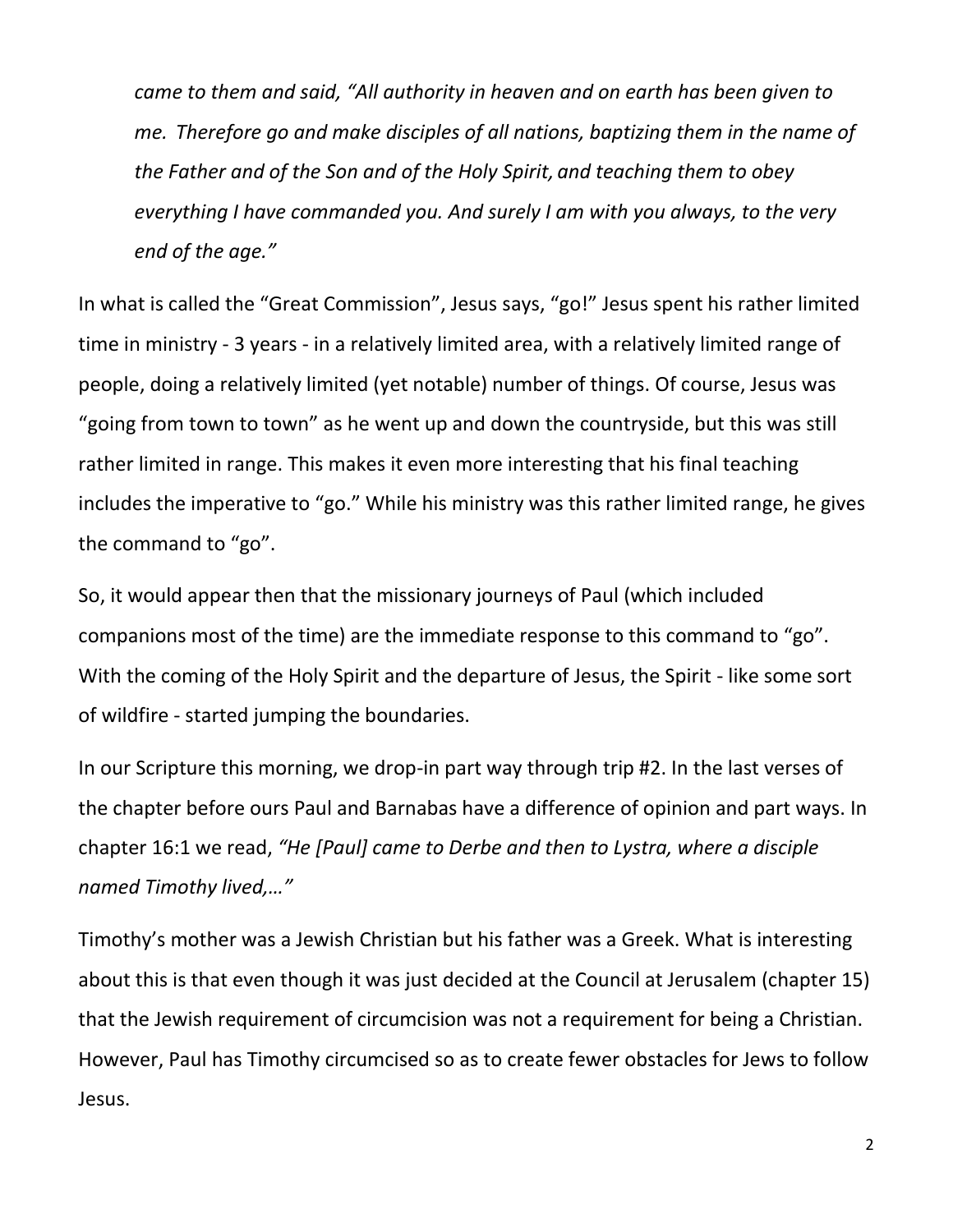*came to them and said, "All authority in heaven and on earth has been given to me. Therefore go and make disciples of all nations, baptizing them in the name of the Father and of the Son and of the Holy Spirit, and teaching them to obey everything I have commanded you. And surely I am with you always, to the very end of the age."*

In what is called the "Great Commission", Jesus says, "go!" Jesus spent his rather limited time in ministry - 3 years - in a relatively limited area, with a relatively limited range of people, doing a relatively limited (yet notable) number of things. Of course, Jesus was "going from town to town" as he went up and down the countryside, but this was still rather limited in range. This makes it even more interesting that his final teaching includes the imperative to "go." While his ministry was this rather limited range, he gives the command to "go".

So, it would appear then that the missionary journeys of Paul (which included companions most of the time) are the immediate response to this command to "go". With the coming of the Holy Spirit and the departure of Jesus, the Spirit - like some sort of wildfire - started jumping the boundaries.

In our Scripture this morning, we drop-in part way through trip #2. In the last verses of the chapter before ours Paul and Barnabas have a difference of opinion and part ways. In chapter 16:1 we read, *"He [Paul] came to Derbe and then to Lystra, where a disciple named Timothy lived,…"*

Timothy's mother was a Jewish Christian but his father was a Greek. What is interesting about this is that even though it was just decided at the Council at Jerusalem (chapter 15) that the Jewish requirement of circumcision was not a requirement for being a Christian. However, Paul has Timothy circumcised so as to create fewer obstacles for Jews to follow Jesus.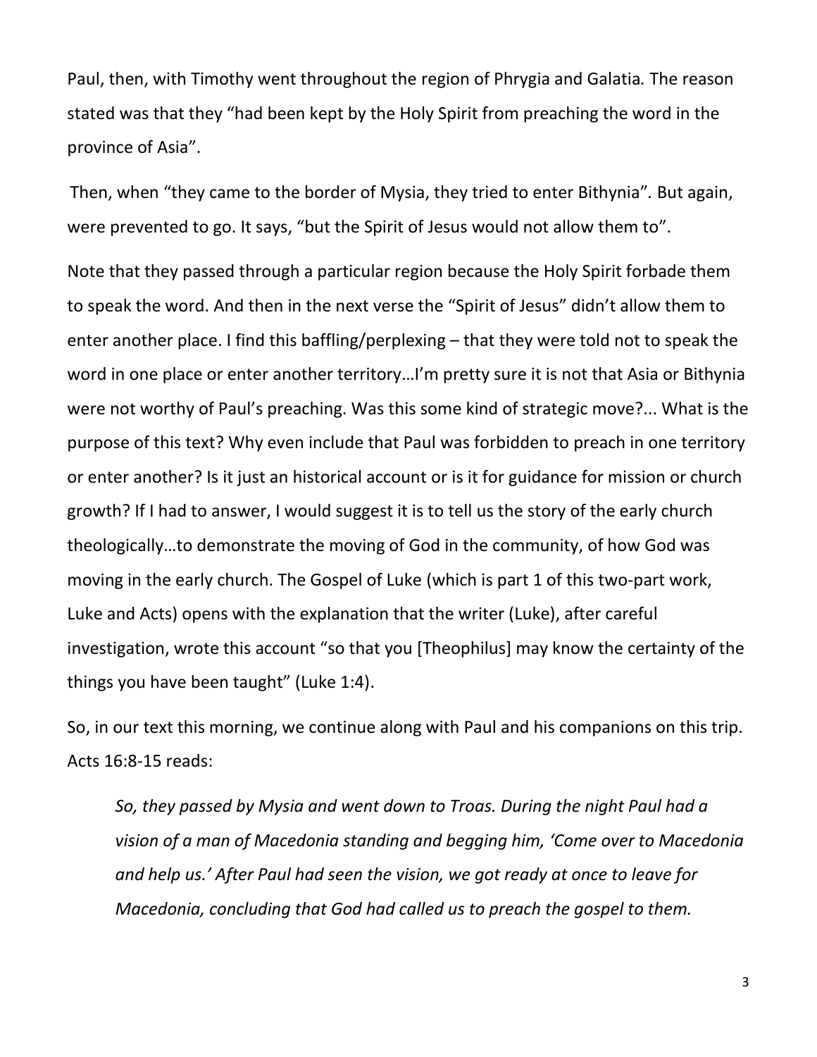Paul, then, with Timothy went throughout the region of Phrygia and Galatia*.* The reason stated was that they "had been kept by the Holy Spirit from preaching the word in the province of Asia".

Then, when "they came to the border of Mysia, they tried to enter Bithynia"*.* But again, were prevented to go. It says, "but the Spirit of Jesus would not allow them to".

Note that they passed through a particular region because the Holy Spirit forbade them to speak the word. And then in the next verse the "Spirit of Jesus" didn't allow them to enter another place. I find this baffling/perplexing – that they were told not to speak the word in one place or enter another territory…I'm pretty sure it is not that Asia or Bithynia were not worthy of Paul's preaching. Was this some kind of strategic move?... What is the purpose of this text? Why even include that Paul was forbidden to preach in one territory or enter another? Is it just an historical account or is it for guidance for mission or church growth? If I had to answer, I would suggest it is to tell us the story of the early church theologically…to demonstrate the moving of God in the community, of how God was moving in the early church. The Gospel of Luke (which is part 1 of this two-part work, Luke and Acts) opens with the explanation that the writer (Luke), after careful investigation, wrote this account "so that you [Theophilus] may know the certainty of the things you have been taught" (Luke 1:4).

So, in our text this morning, we continue along with Paul and his companions on this trip. Acts 16:8-15 reads:

> *So, they passed by Mysia and went down to Troas. During the night Paul had a vision of a man of Macedonia standing and begging him, 'Come over to Macedonia and help us.' After Paul had seen the vision, we got ready at once to leave for Macedonia, concluding that God had called us to preach the gospel to them.*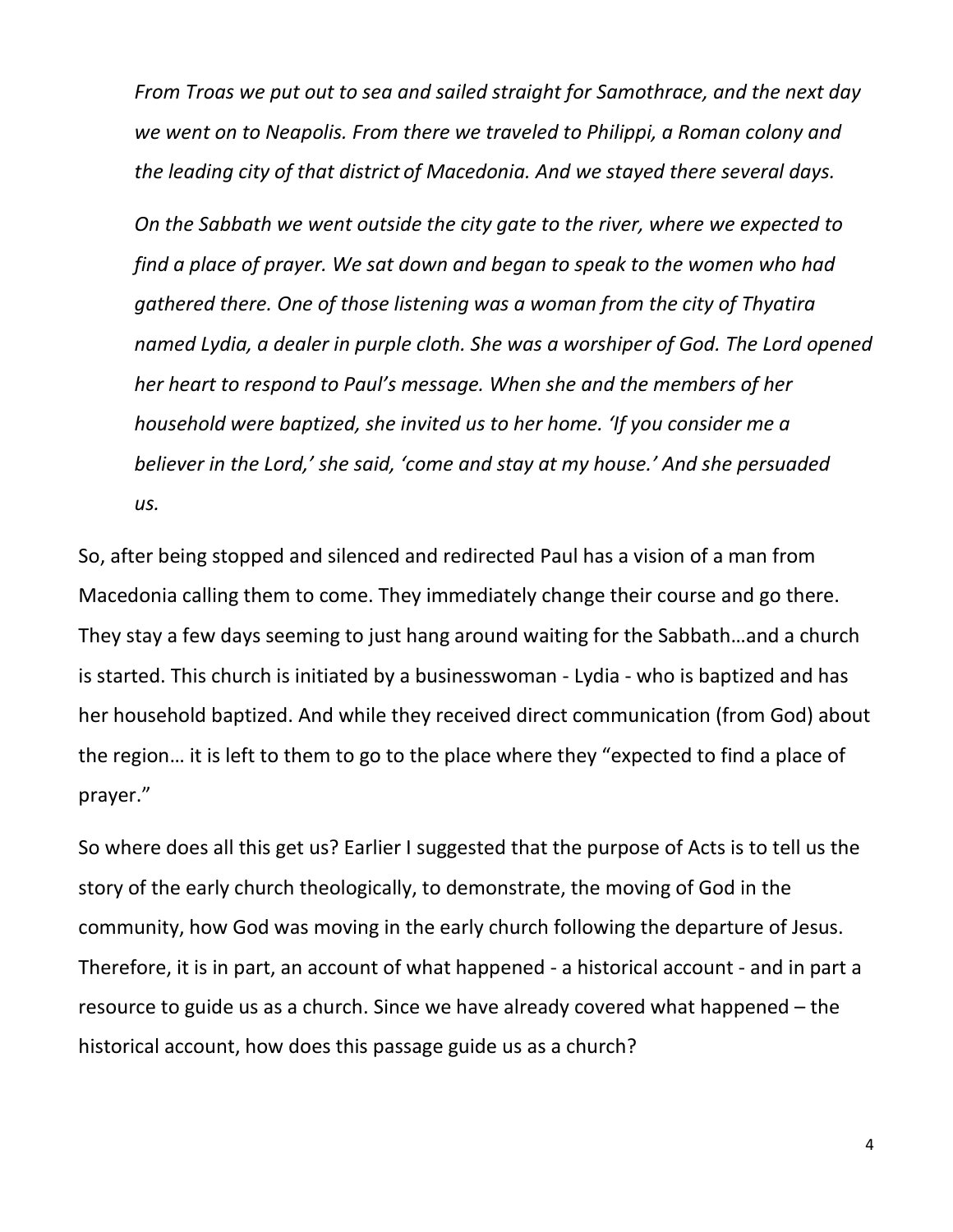*From Troas we put out to sea and sailed straight for Samothrace, and the next day we went on to Neapolis. From there we traveled to Philippi, a Roman colony and the leading city of that district of Macedonia. And we stayed there several days.*

*On the Sabbath we went outside the city gate to the river, where we expected to find a place of prayer. We sat down and began to speak to the women who had gathered there. One of those listening was a woman from the city of Thyatira named Lydia, a dealer in purple cloth. She was a worshiper of God. The Lord opened her heart to respond to Paul's message. When she and the members of her household were baptized, she invited us to her home. 'If you consider me a believer in the Lord,' she said, 'come and stay at my house.' And she persuaded us.*

So, after being stopped and silenced and redirected Paul has a vision of a man from Macedonia calling them to come. They immediately change their course and go there. They stay a few days seeming to just hang around waiting for the Sabbath…and a church is started. This church is initiated by a businesswoman - Lydia - who is baptized and has her household baptized. And while they received direct communication (from God) about the region… it is left to them to go to the place where they "expected to find a place of prayer."

So where does all this get us? Earlier I suggested that the purpose of Acts is to tell us the story of the early church theologically, to demonstrate, the moving of God in the community, how God was moving in the early church following the departure of Jesus. Therefore, it is in part, an account of what happened - a historical account - and in part a resource to guide us as a church. Since we have already covered what happened – the historical account, how does this passage guide us as a church?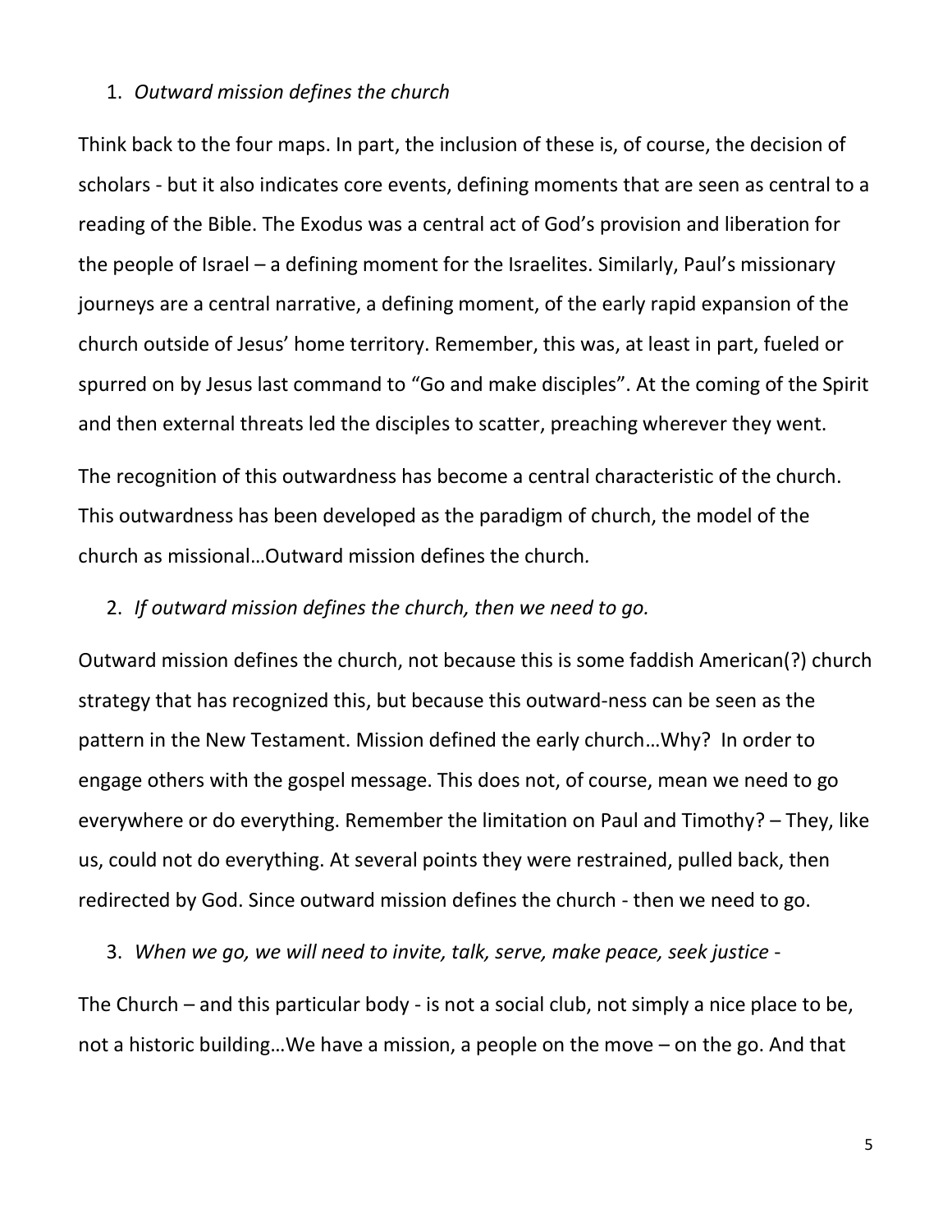1. *Outward mission defines the church*

Think back to the four maps. In part, the inclusion of these is, of course, the decision of scholars - but it also indicates core events, defining moments that are seen as central to a reading of the Bible. The Exodus was a central act of God's provision and liberation for the people of Israel – a defining moment for the Israelites. Similarly, Paul's missionary journeys are a central narrative, a defining moment, of the early rapid expansion of the church outside of Jesus' home territory. Remember, this was, at least in part, fueled or spurred on by Jesus last command to "Go and make disciples". At the coming of the Spirit and then external threats led the disciples to scatter, preaching wherever they went.

The recognition of this outwardness has become a central characteristic of the church. This outwardness has been developed as the paradigm of church, the model of the church as missional…Outward mission defines the church.

2. *If outward mission defines the church, then we need to go.*

Outward mission defines the church, not because this is some faddish American(?) church strategy that has recognized this, but because this outward-ness can be seen as the pattern in the New Testament. Mission defined the early church…Why? In order to engage others with the gospel message. This does not, of course, mean we need to go everywhere or do everything. Remember the limitation on Paul and Timothy? – They, like us, could not do everything. At several points they were restrained, pulled back, then redirected by God. Since outward mission defines the church - then we need to go.

3. *When we go, we will need to invite, talk, serve, make peace, seek justice -*

The Church – and this particular body - is not a social club, not simply a nice place to be, not a historic building…We have a mission, a people on the move – on the go. And that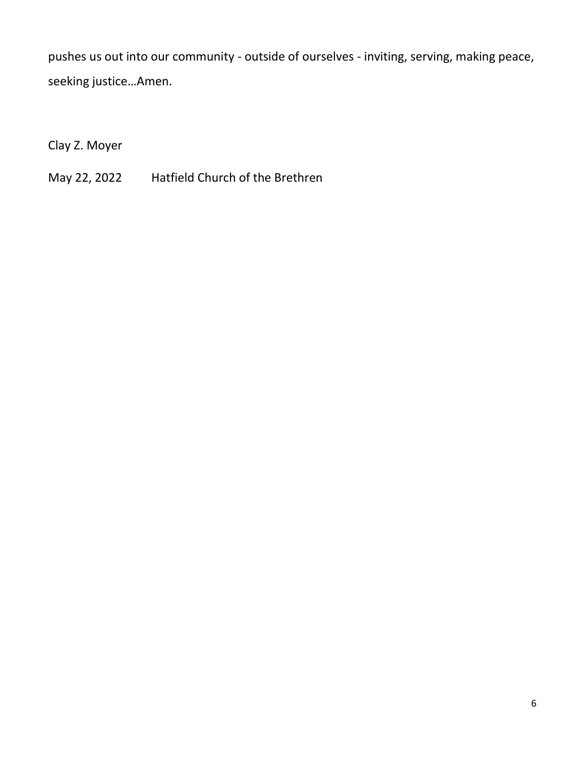pushes us out into our community - outside of ourselves - inviting, serving, making peace, seeking justice…Amen.

Clay Z. Moyer

May 22, 2022 Hatfield Church of the Brethren